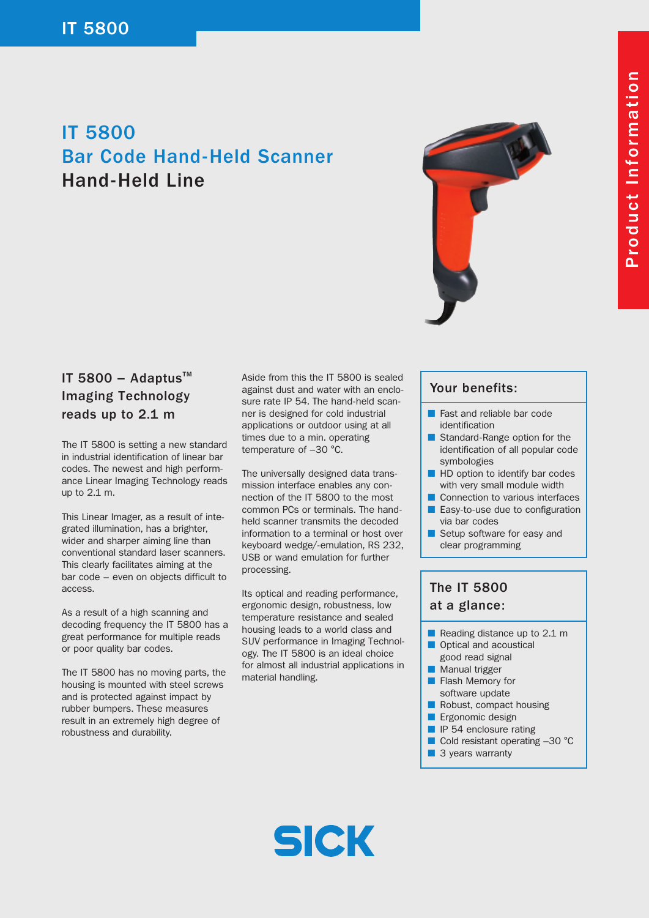# IT 5800

## Bar Code Hand-Held Scanner

## Hand-Held Line

Product Information

### IT 5800 – Adaptus™ Imaging Technology reads up to 2.1 m

The IT 5800 is setting a new standard in industrial identification of linear bar codes. The newest and high performance Linear Imaging Technology reads up to 2.1 m.

This Linear Imager, as a result of integrated illumination, has a brighter, wider and sharper aiming line than conventional standard laser scanners. This clearly facilitates aiming at the bar code – even on objects difficult to access.

As a result of a high scanning and decoding frequency the IT 5800 has a great performance for multiple reads or poor quality bar codes.

The IT 5800 has no moving parts, the housing is mounted with steel screws and is protected against impact by rubber bumpers. These measures result in an extremely high degree of robustness and durability.

Aside from this the IT 5800 is sealed against dust and water with an enclosure rate IP 54. The hand-held scanner is designed for cold industrial applications or outdoor using at all times due to a min. operating temperature of –30 °C.

The universally designed data transmission interface enables any connection of the IT 5800 to the most common PCs or terminals. The hand-held scanner transmits the decoded information to a terminal or host over keyboard wedge/-emulation, RS 232, USB or wand emulation for further processing.

Its optical and reading performance, ergonomic design, robustness, low temperature resistance and sealed housing leads to a world class and SUV performance in Imaging Technology. The IT 5800 is an ideal choice for almost all industrial applications in material handling.

### Your benefits:

- Fast and reliable bar code identification
- Standard-Range option for the identification of all popular code symbologies
- HD option to identify bar codes with very small module width
- Connection to various interfaces
- Easy-to-use due to configuration via bar codes
- Setup software for easy and clear programming

### The IT 5800 at a glance:

- Reading distance up to 2.1 m
- Optical and acoustical good read signal
- Manual trigger
- Flash Memory for software update
- Robust, compact housing
- Ergonomic design
- IP 54 enclosure rating
- Cold resistant operating –30 °C
- 3 years warranty

SICK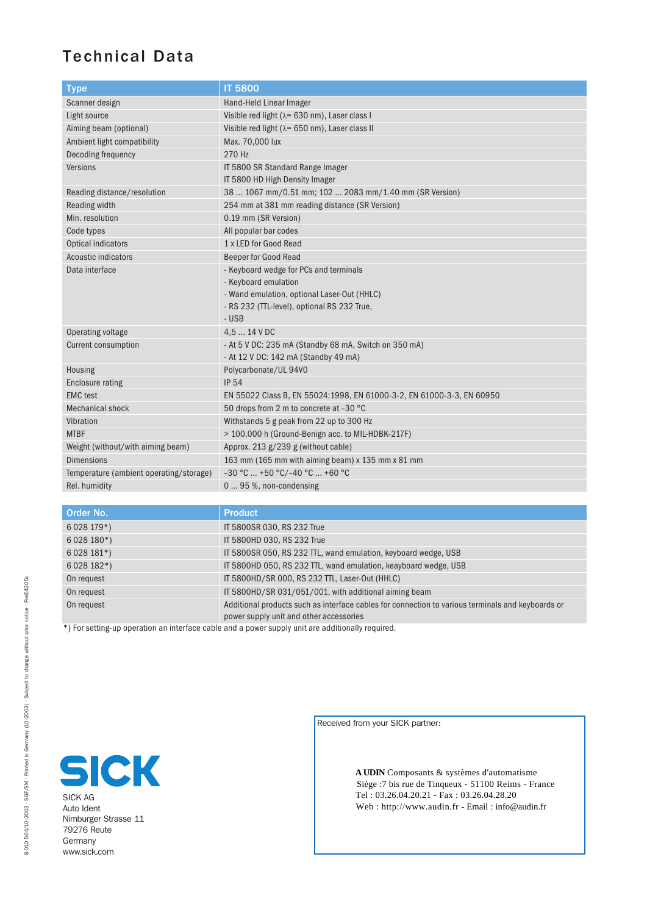# Technical Data

| Type | IT 5800 |
|---|---|
| Scanner design | Hand-Held Linear Imager |
| Light source | Visible red light (λ= 630 nm), Laser class I |
| Aiming beam (optional) | Visible red light (λ= 650 nm), Laser class II |
| Ambient light compatibility | Max. 70,000 lux |
| Decoding frequency | 270 Hz |
| Versions | IT 5800 SR Standard Range Imager<br>IT 5800 HD High Density Imager |
| Reading distance/resolution | 38 ... 1067 mm/0.51 mm; 102 ... 2083 mm/1.40 mm (SR Version) |
| Reading width | 254 mm at 381 mm reading distance (SR Version) |
| Min. resolution | 0.19 mm (SR Version) |
| Code types | All popular bar codes |
| Optical indicators | 1 x LED for Good Read |
| Acoustic indicators | Beeper for Good Read |
| Data interface | - Keyboard wedge for PCs and terminals<br>- Keyboard emulation<br>- Wand emulation, optional Laser-Out (HHLC)<br>- RS 232 (TTL-level), optional RS 232 True,<br>- USB |
| Operating voltage | 4,5 ... 14 V DC |
| Current consumption | - At 5 V DC: 235 mA (Standby 68 mA, Switch on 350 mA)<br>- At 12 V DC: 142 mA (Standby 49 mA) |
| Housing | Polycarbonate/UL 94V0 |
| Enclosure rating | IP 54 |
| EMC test | EN 55022 Class B, EN 55024:1998, EN 61000-3-2, EN 61000-3-3, EN 60950 |
| Mechanical shock | 50 drops from 2 m to concrete at –30 °C |
| Vibration | Withstands 5 g peak from 22 up to 300 Hz |
| MTBF | > 100,000 h (Ground-Benign acc. to MIL-HDBK-217F) |
| Weight (without/with aiming beam) | Approx. 213 g/239 g (without cable) |
| Dimensions | 163 mm (165 mm with aiming beam) x 135 mm x 81 mm |
| Temperature (ambient operating/storage) | –30 °C ... +50 °C/–40 °C ... +60 °C |
| Rel. humidity | 0 ... 95 %, non-condensing |

| Order No. | Product |
|---|---|
| 6 028 179*) | IT 5800SR 030, RS 232 True |
| 6 028 180*) | IT 5800HD 030, RS 232 True |
| 6 028 181*) | IT 5800SR 050, RS 232 TTL, wand emulation, keyboard wedge, USB |
| 6 028 182*) | IT 5800HD 050, RS 232 TTL, wand emulation, keayboard wedge, USB |
| On request | IT 5800HD/SR 000, RS 232 TTL, Laser-Out (HHLC) |
| On request | IT 5800HD/SR 031/051/001, with additional aiming beam |
| On request | Additional products such as interface cables for connection to various terminals and keyboards or power supply unit and other accessories |

*) For setting-up operation an interface cable and a power supply unit are additionally required.

8 010 564/10-2003 · SGF/SM · Printed in Germany (10-2003) · Subject to change without prior notice · PreE4205c

SICK

SICK AG
Auto Ident
Nimburger Strasse 11
79276 Reute
Germany
www.sick.com

Received from your SICK partner:

**A UDIN** Composants & systèmes d'automatisme
Siège :7 bis rue de Tinqueux - 51100 Reims - France
Tel : 03.26.04.20.21 - Fax : 03.26.04.28.20
Web : http://www.audin.fr - Email : info@audin.fr